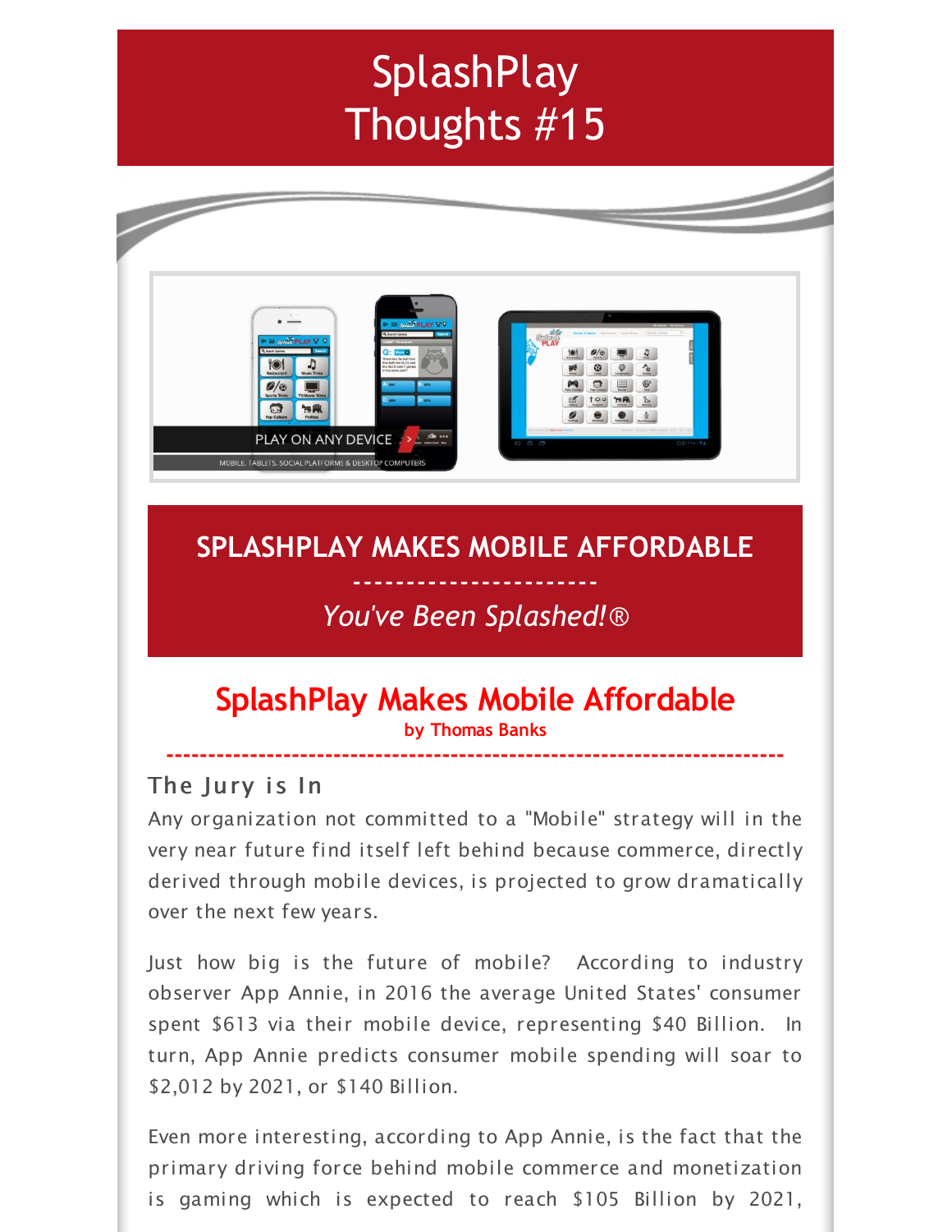# SplashPlay Thoughts #15

## SPLASHPLAY MAKES MOBILE AFFORDABLE

-----------------------

*You've Been Splashed!®*

## SplashPlay Makes Mobile Affordable

**by Thomas Banks**

---

### The Jury is In

Any organization not committed to a "Mobile" strategy will in the very near future find itself left behind because commerce, directly derived through mobile devices, is projected to grow dramatically over the next few years.

Just how big is the future of mobile? According to industry observer App Annie, in 2016 the average United States' consumer spent $613 via their mobile device, representing $40 Billion. In turn, App Annie predicts consumer mobile spending will soar to $2,012 by 2021, or $140 Billion.

Even more interesting, according to App Annie, is the fact that the primary driving force behind mobile commerce and monetization is gaming which is expected to reach $105 Billion by 2021,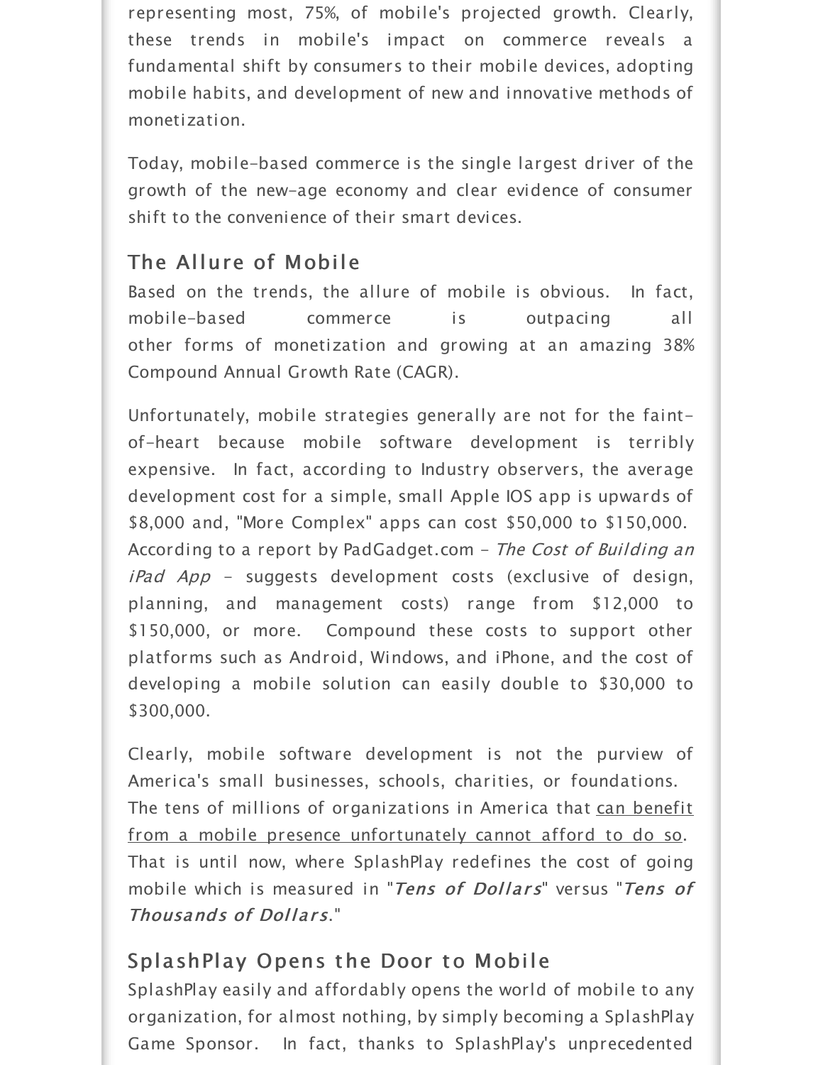representing most, 75%, of mobile's projected growth. Clearly, these trends in mobile's impact on commerce reveals a fundamental shift by consumers to their mobile devices, adopting mobile habits, and development of new and innovative methods of monetization.

Today, mobile-based commerce is the single largest driver of the growth of the new-age economy and clear evidence of consumer shift to the convenience of their smart devices.

## The Allure of Mobile

Based on the trends, the allure of mobile is obvious. In fact, mobile-based commerce is outpacing all other forms of monetization and growing at an amazing 38% Compound Annual Growth Rate (CAGR).

Unfortunately, mobile strategies generally are not for the faint-of-heart because mobile software development is terribly expensive. In fact, according to Industry observers, the average development cost for a simple, small Apple IOS app is upwards of $8,000 and, "More Complex" apps can cost $50,000 to $150,000. According to a report by PadGadget.com - *The Cost of Building an iPad App* - suggests development costs (exclusive of design, planning, and management costs) range from $12,000 to $150,000, or more. Compound these costs to support other platforms such as Android, Windows, and iPhone, and the cost of developing a mobile solution can easily double to $30,000 to $300,000.

Clearly, mobile software development is not the purview of America's small businesses, schools, charities, or foundations. The tens of millions of organizations in America that can benefit from a mobile presence unfortunately cannot afford to do so. That is until now, where SplashPlay redefines the cost of going mobile which is measured in "***Tens of Dollars***" versus "***Tens of Thousands of Dollars***."

## SplashPlay Opens the Door to Mobile

SplashPlay easily and affordably opens the world of mobile to any organization, for almost nothing, by simply becoming a SplashPlay Game Sponsor. In fact, thanks to SplashPlay's unprecedented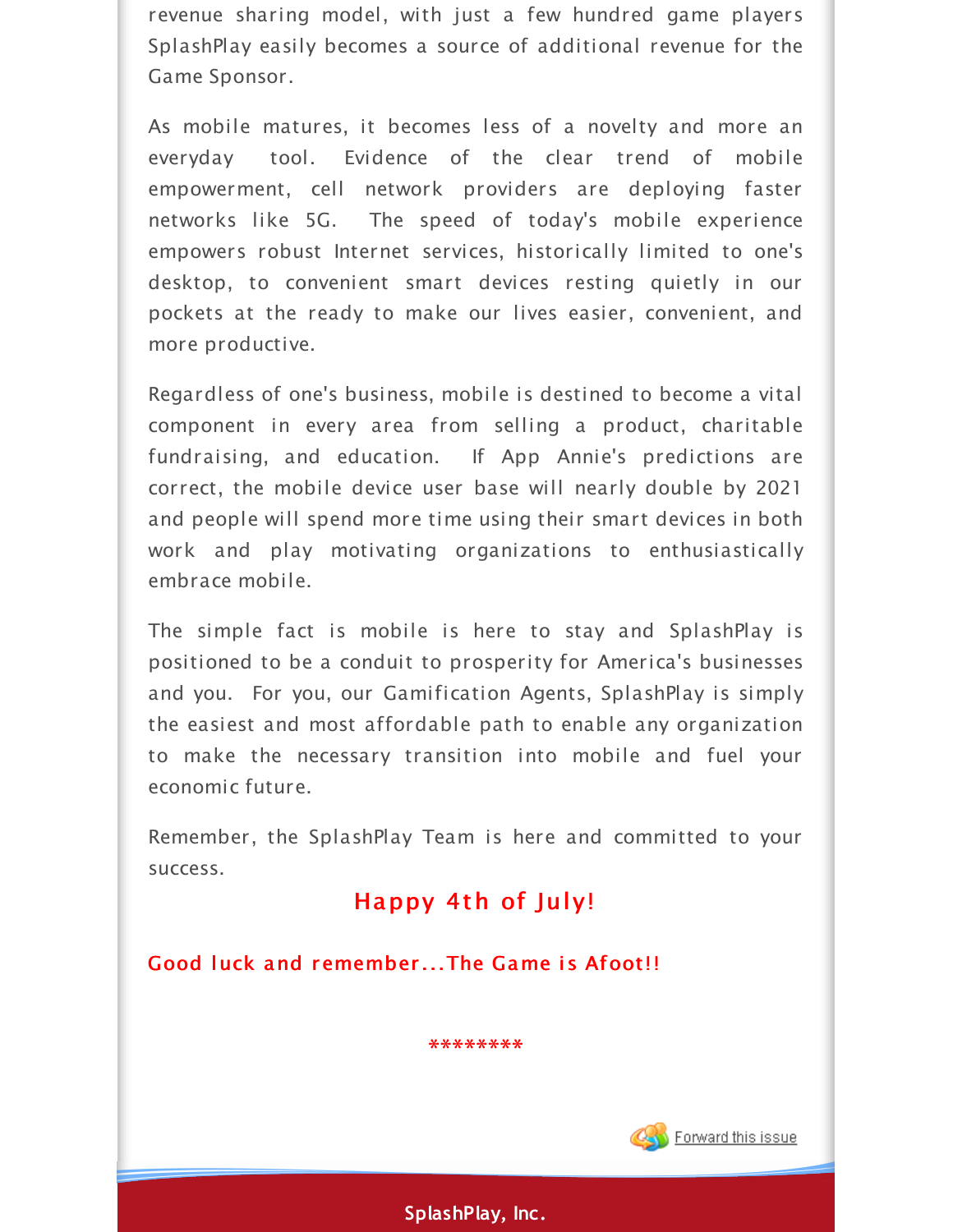revenue sharing model, with just a few hundred game players SplashPlay easily becomes a source of additional revenue for the Game Sponsor.

As mobile matures, it becomes less of a novelty and more an everyday tool. Evidence of the clear trend of mobile empowerment, cell network providers are deploying faster networks like 5G. The speed of today's mobile experience empowers robust Internet services, historically limited to one's desktop, to convenient smart devices resting quietly in our pockets at the ready to make our lives easier, convenient, and more productive.

Regardless of one's business, mobile is destined to become a vital component in every area from selling a product, charitable fundraising, and education. If App Annie's predictions are correct, the mobile device user base will nearly double by 2021 and people will spend more time using their smart devices in both work and play motivating organizations to enthusiastically embrace mobile.

The simple fact is mobile is here to stay and SplashPlay is positioned to be a conduit to prosperity for America's businesses and you. For you, our Gamification Agents, SplashPlay is simply the easiest and most affordable path to enable any organization to make the necessary transition into mobile and fuel your economic future.

Remember, the SplashPlay Team is here and committed to your success.

**Happy 4th of July!**

**Good luck and remember...The Game is Afoot!!**

********

Forward this issue

**SplashPlay, Inc.**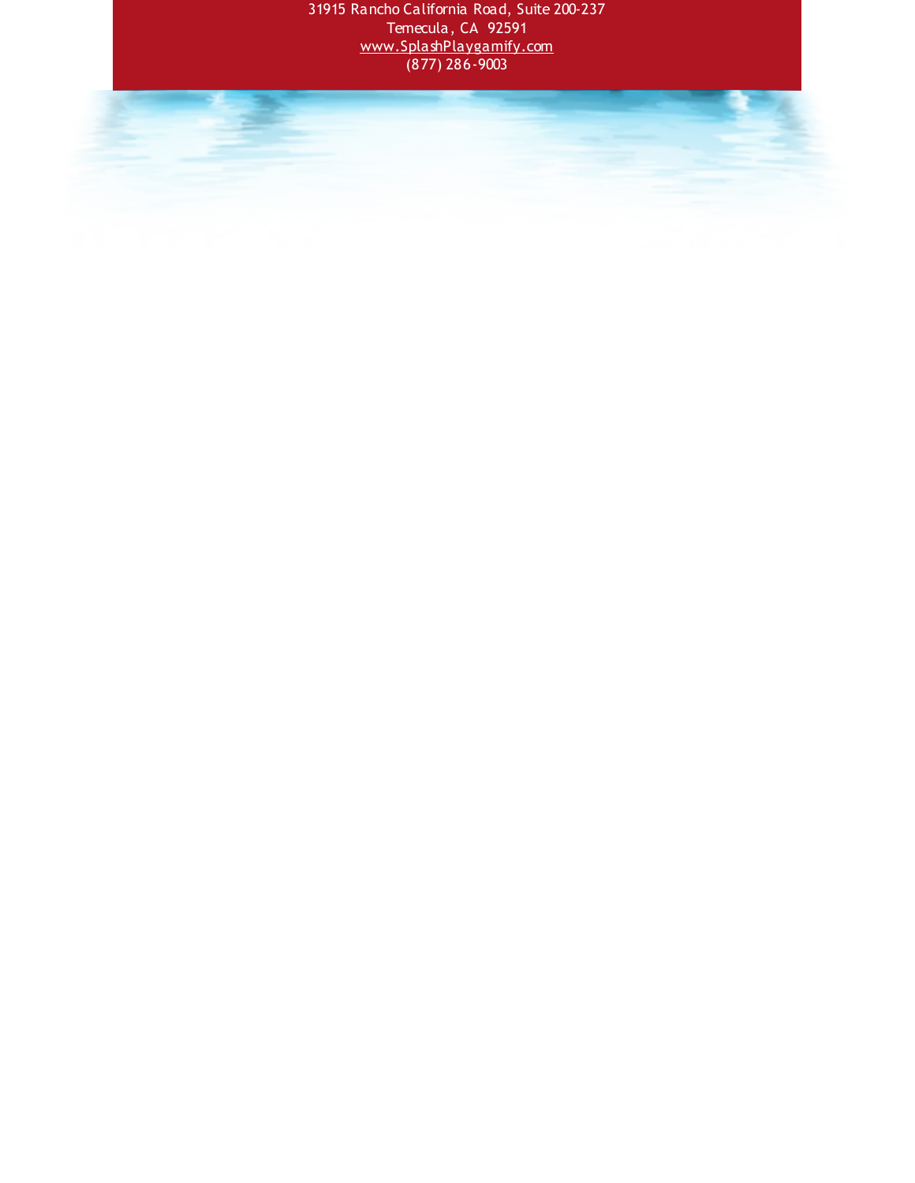31915 Rancho California Road, Suite 200-237
Temecula, CA 92591
www.SplashPlaygamify.com
(877) 286-9003